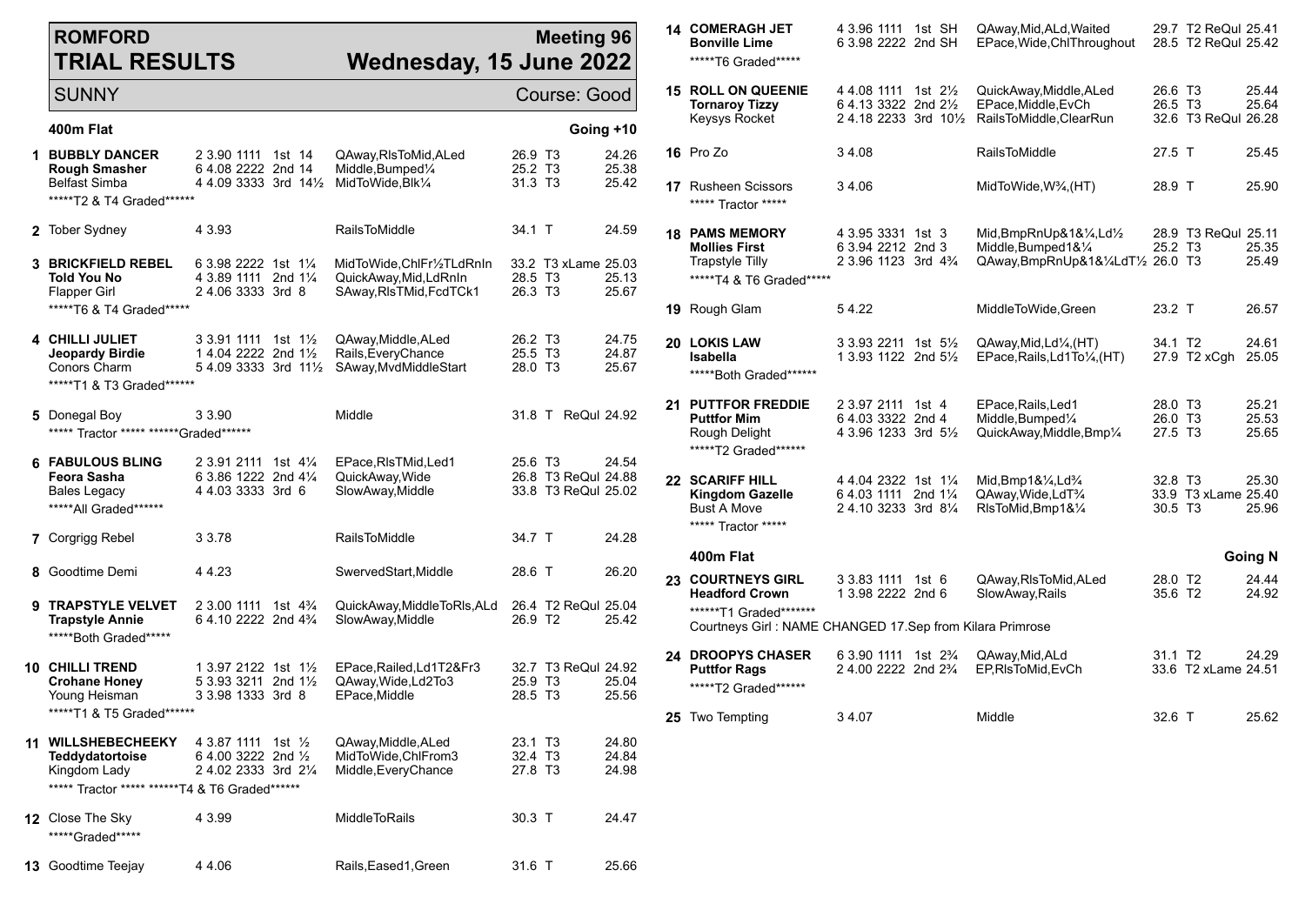# ROMFORD TRIAL RESULTS

**Meeting 96**
**Wednesday, 15 June 2022**

SUNNY — Course: Good

## 400m Flat — Going +10

**1**

| Dog | Trap/Sect | Split | Pos | Dist | Comment | Wt | Grade | Time |
|---|---|---|---|---|---|---|---|---|
| **BUBBLY DANCER** | 2 3.90 | 1111 | 1st | 14 | QAway,RlsToMid,ALed | 26.9 | T3 | 24.26 |
| **Rough Smasher** | 6 4.08 | 2222 | 2nd | 14 | Middle,Bumped¼ | 25.2 | T3 | 25.38 |
| Belfast Simba | 4 4.09 | 3333 | 3rd | 14½ | MidToWide,Blk¼ | 31.3 | T3 | 25.42 |

*****T2 & T4 Graded******

**2** Tober Sydney — 4 3.93 — RailsToMiddle — 34.1 T — 24.59

**3**

| Dog | Trap/Sect | Split | Pos | Dist | Comment | Wt | Grade | Time |
|---|---|---|---|---|---|---|---|---|
| **BRICKFIELD REBEL** | 6 3.98 | 2222 | 1st | 1¼ | MidToWide,ChlFr½TLdRnIn | 33.2 | T3 xLame | 25.03 |
| **Told You No** | 4 3.89 | 1111 | 2nd | 1¼ | QuickAway,Mid,LdRnIn | 28.5 | T3 | 25.13 |
| Flapper Girl | 2 4.06 | 3333 | 3rd | 8 | SAway,RlsTMid,FcdTCk1 | 26.3 | T3 | 25.67 |

*****T6 & T4 Graded*****

**4**

| Dog | Trap/Sect | Split | Pos | Dist | Comment | Wt | Grade | Time |
|---|---|---|---|---|---|---|---|---|
| **CHILLI JULIET** | 3 3.91 | 1111 | 1st | 1½ | QAway,Middle,ALed | 26.2 | T3 | 24.75 |
| **Jeopardy Birdie** | 1 4.04 | 2222 | 2nd | 1½ | Rails,EveryChance | 25.5 | T3 | 24.87 |
| Conors Charm | 5 4.09 | 3333 | 3rd | 11½ | SAway,MvdMiddleStart | 28.0 | T3 | 25.67 |

*****T1 & T3 Graded******

**5** Donegal Boy — 3 3.90 — Middle — 31.8 T ReQul — 24.92

***** Tractor ***** ******Graded******

**6**

| Dog | Trap/Sect | Split | Pos | Dist | Comment | Wt | Grade | Time |
|---|---|---|---|---|---|---|---|---|
| **FABULOUS BLING** | 2 3.91 | 2111 | 1st | 4¼ | EPace,RlsTMid,Led1 | 25.6 | T3 | 24.54 |
| **Feora Sasha** | 6 3.86 | 1222 | 2nd | 4¼ | QuickAway,Wide | 26.8 | T3 ReQul | 24.88 |
| Bales Legacy | 4 4.03 | 3333 | 3rd | 6 | SlowAway,Middle | 33.8 | T3 ReQul | 25.02 |

*****All Graded******

**7** Corgrigg Rebel — 3 3.78 — RailsToMiddle — 34.7 T — 24.28

**8** Goodtime Demi — 4 4.23 — SwervedStart,Middle — 28.6 T — 26.20

**9**

| Dog | Trap/Sect | Split | Pos | Dist | Comment | Wt | Grade | Time |
|---|---|---|---|---|---|---|---|---|
| **TRAPSTYLE VELVET** | 2 3.00 | 1111 | 1st | 4¾ | QuickAway,MiddleToRls,ALd | 26.4 | T2 ReQul | 25.04 |
| **Trapstyle Annie** | 6 4.10 | 2222 | 2nd | 4¾ | SlowAway,Middle | 26.9 | T2 | 25.42 |

*****Both Graded*****

**10**

| Dog | Trap/Sect | Split | Pos | Dist | Comment | Wt | Grade | Time |
|---|---|---|---|---|---|---|---|---|
| **CHILLI TREND** | 1 3.97 | 2122 | 1st | 1½ | EPace,Railed,Ld1T2&Fr3 | 32.7 | T3 ReQul | 24.92 |
| **Crohane Honey** | 5 3.93 | 3211 | 2nd | 1½ | QAway,Wide,Ld2To3 | 25.9 | T3 | 25.04 |
| Young Heisman | 3 3.98 | 1333 | 3rd | 8 | EPace,Middle | 28.5 | T3 | 25.56 |

*****T1 & T5 Graded******

**11**

| Dog | Trap/Sect | Split | Pos | Dist | Comment | Wt | Grade | Time |
|---|---|---|---|---|---|---|---|---|
| **WILLSHEBECHEEKY** | 4 3.87 | 1111 | 1st | ½ | QAway,Middle,ALed | 23.1 | T3 | 24.80 |
| **Teddydatortoise** | 6 4.00 | 3222 | 2nd | ½ | MidToWide,ChlFrom3 | 32.4 | T3 | 24.84 |
| Kingdom Lady | 2 4.02 | 2333 | 3rd | 2¼ | Middle,EveryChance | 27.8 | T3 | 24.98 |

***** Tractor ***** ******T4 & T6 Graded******

**12** Close The Sky — 4 3.99 — MiddleToRails — 30.3 T — 24.47

*****Graded*****

**13** Goodtime Teejay — 4 4.06 — Rails,Eased1,Green — 31.6 T — 25.66

**14**

| Dog | Trap/Sect | Split | Pos | Dist | Comment | Wt | Grade | Time |
|---|---|---|---|---|---|---|---|---|
| **COMERAGH JET** | 4 3.96 | 1111 | 1st | SH | QAway,Mid,ALd,Waited | 29.7 | T2 ReQul | 25.41 |
| **Bonville Lime** | 6 3.98 | 2222 | 2nd | SH | EPace,Wide,ChlThroughout | 28.5 | T2 ReQul | 25.42 |

*****T6 Graded*****

**15**

| Dog | Trap/Sect | Split | Pos | Dist | Comment | Wt | Grade | Time |
|---|---|---|---|---|---|---|---|---|
| **ROLL ON QUEENIE** | 4 4.08 | 1111 | 1st | 2½ | QuickAway,Middle,ALed | 26.6 | T3 | 25.44 |
| **Tornaroy Tizzy** | 6 4.13 | 3322 | 2nd | 2½ | EPace,Middle,EvCh | 26.5 | T3 | 25.64 |
| Keysys Rocket | 2 4.18 | 2233 | 3rd | 10½ | RailsToMiddle,ClearRun | 32.6 | T3 ReQul | 26.28 |

**16** Pro Zo — 3 4.08 — RailsToMiddle — 27.5 T — 25.45

**17** Rusheen Scissors — 3 4.06 — MidToWide,W¾,(HT) — 28.9 T — 25.90

***** Tractor *****

**18**

| Dog | Trap/Sect | Split | Pos | Dist | Comment | Wt | Grade | Time |
|---|---|---|---|---|---|---|---|---|
| **PAMS MEMORY** | 4 3.95 | 3331 | 1st | 3 | Mid,BmpRnUp&1&¼,Ld½ | 28.9 | T3 ReQul | 25.11 |
| **Mollies First** | 6 3.94 | 2212 | 2nd | 3 | Middle,Bumped1&¼ | 25.2 | T3 | 25.35 |
| Trapstyle Tilly | 2 3.96 | 1123 | 3rd | 4¾ | QAway,BmpRnUp&1&¼LdT½ | 26.0 | T3 | 25.49 |

*****T4 & T6 Graded*****

**19** Rough Glam — 5 4.22 — MiddleToWide,Green — 23.2 T — 26.57

**20**

| Dog | Trap/Sect | Split | Pos | Dist | Comment | Wt | Grade | Time |
|---|---|---|---|---|---|---|---|---|
| **LOKIS LAW** | 3 3.93 | 2211 | 1st | 5½ | QAway,Mid,Ld¼,(HT) | 34.1 | T2 | 24.61 |
| **Isabella** | 1 3.93 | 1122 | 2nd | 5½ | EPace,Rails,Ld1To¼,(HT) | 27.9 | T2 xCgh | 25.05 |

*****Both Graded******

**21**

| Dog | Trap/Sect | Split | Pos | Dist | Comment | Wt | Grade | Time |
|---|---|---|---|---|---|---|---|---|
| **PUTTFOR FREDDIE** | 2 3.97 | 2111 | 1st | 4 | EPace,Rails,Led1 | 28.0 | T3 | 25.21 |
| **Puttfor Mim** | 6 4.03 | 3322 | 2nd | 4 | Middle,Bumped¼ | 26.0 | T3 | 25.53 |
| Rough Delight | 4 3.96 | 1233 | 3rd | 5½ | QuickAway,Middle,Bmp¼ | 27.5 | T3 | 25.65 |

*****T2 Graded******

**22**

| Dog | Trap/Sect | Split | Pos | Dist | Comment | Wt | Grade | Time |
|---|---|---|---|---|---|---|---|---|
| **SCARIFF HILL** | 4 4.04 | 2322 | 1st | 1¼ | Mid,Bmp1&¼,Ld¾ | 32.8 | T3 | 25.30 |
| **Kingdom Gazelle** | 6 4.03 | 1111 | 2nd | 1¼ | QAway,Wide,LdT¾ | 33.9 | T3 xLame | 25.40 |
| Bust A Move | 2 4.10 | 3233 | 3rd | 8¼ | RlsToMid,Bmp1&¼ | 30.5 | T3 | 25.96 |

***** Tractor *****

## 400m Flat — Going N

**23**

| Dog | Trap/Sect | Split | Pos | Dist | Comment | Wt | Grade | Time |
|---|---|---|---|---|---|---|---|---|
| **COURTNEYS GIRL** | 3 3.83 | 1111 | 1st | 6 | QAway,RlsToMid,ALed | 28.0 | T2 | 24.44 |
| **Headford Crown** | 1 3.98 | 2222 | 2nd | 6 | SlowAway,Rails | 35.6 | T2 | 24.92 |

******T1 Graded*******

Courtneys Girl : NAME CHANGED 17.Sep from Kilara Primrose

**24**

| Dog | Trap/Sect | Split | Pos | Dist | Comment | Wt | Grade | Time |
|---|---|---|---|---|---|---|---|---|
| **DROOPYS CHASER** | 6 3.90 | 1111 | 1st | 2¾ | QAway,Mid,ALd | 31.1 | T2 | 24.29 |
| **Puttfor Rags** | 2 4.00 | 2222 | 2nd | 2¾ | EP,RlsToMid,EvCh | 33.6 | T2 xLame | 24.51 |

*****T2 Graded******

**25** Two Tempting — 3 4.07 — Middle — 32.6 T — 25.62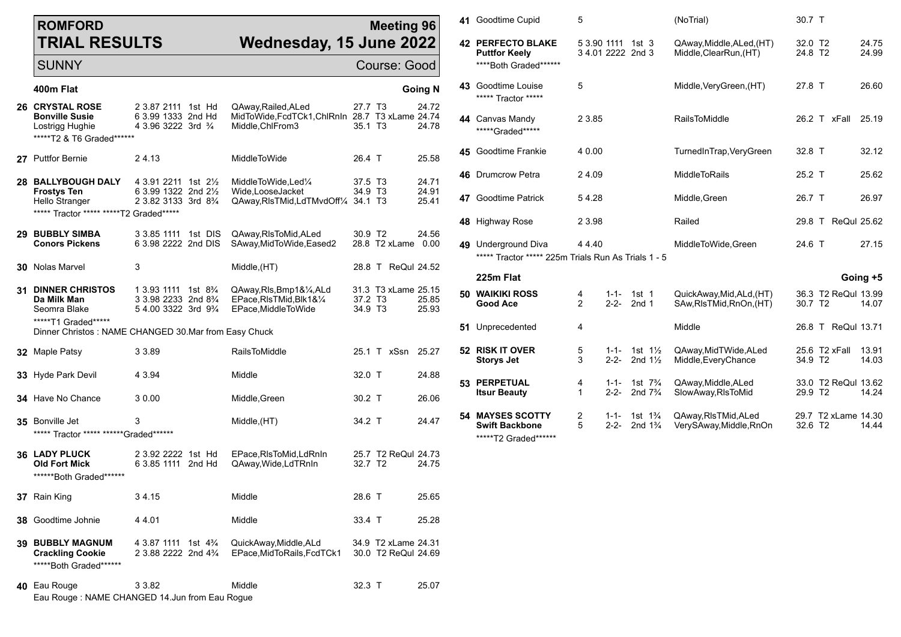# ROMFORD TRIAL RESULTS

## Meeting 96 — Wednesday, 15 June 2022

SUNNY — Course: Good

### 400m Flat — Going N

| Trial | Dog | Trap/Split | Finish | Position | Remarks | Weight | Grade | Time |
|---|---|---|---|---|---|---|---|---|
| 26 | **CRYSTAL ROSE** | 2 3.87 2111 | 1st Hd | | QAway,Railed,ALed | 27.7 | T3 | 24.72 |
| | **Bonville Susie** | 6 3.99 1333 | 2nd Hd | | MidToWide,FcdTCk1,ChlRnIn | 28.7 | T3 xLame | 24.74 |
| | Lostrigg Hughie | 4 3.96 3222 | 3rd ¾ | | Middle,ChlFrom3 | 35.1 | T3 | 24.78 |
| | *****T2 & T6 Graded****** | | | | | | | |
| 27 | Puttfor Bernie | 2 4.13 | | | MiddleToWide | 26.4 | T | 25.58 |
| 28 | **BALLYBOUGH DALY** | 4 3.91 2211 | 1st 2½ | | MiddleToWide,Led¼ | 37.5 | T3 | 24.71 |
| | **Frostys Ten** | 6 3.99 1322 | 2nd 2½ | | Wide,LooseJacket | 34.9 | T3 | 24.91 |
| | Hello Stranger | 2 3.82 3133 | 3rd 8¾ | | QAway,RlsTMid,LdTMvdOff¼ | 34.1 | T3 | 25.41 |
| | ***** Tractor ***** *****T2 Graded***** | | | | | | | |
| 29 | **BUBBLY SIMBA** | 3 3.85 1111 | 1st DIS | | QAway,RlsToMid,ALed | 30.9 | T2 | 24.56 |
| | **Conors Pickens** | 6 3.98 2222 | 2nd DIS | | SAway,MidToWide,Eased2 | 28.8 | T2 xLame | 0.00 |
| 30 | Nolas Marvel | 3 | | | Middle,(HT) | 28.8 | T ReQul | 24.52 |
| 31 | **DINNER CHRISTOS** | 1 3.93 1111 | 1st 8¾ | | QAway,Rls,Bmp1&¼,ALd | 31.3 | T3 xLame | 25.15 |
| | **Da Milk Man** | 3 3.98 2233 | 2nd 8¾ | | EPace,RlsTMid,Blk1&¼ | 37.2 | T3 | 25.85 |
| | Seomra Blake | 5 4.00 3322 | 3rd 9¾ | | EPace,MiddleToWide | 34.9 | T3 | 25.93 |
| | *****T1 Graded***** Dinner Christos : NAME CHANGED 30.Mar from Easy Chuck | | | | | | | |
| 32 | Maple Patsy | 3 3.89 | | | RailsToMiddle | 25.1 | T xSsn | 25.27 |
| 33 | Hyde Park Devil | 4 3.94 | | | Middle | 32.0 | T | 24.88 |
| 34 | Have No Chance | 3 0.00 | | | Middle,Green | 30.2 | T | 26.06 |
| 35 | Bonville Jet | 3 | | | Middle,(HT) | 34.2 | T | 24.47 |
| | ***** Tractor ***** ******Graded****** | | | | | | | |
| 36 | **LADY PLUCK** | 2 3.92 2222 | 1st Hd | | EPace,RlsToMid,LdRnIn | 25.7 | T2 ReQul | 24.73 |
| | **Old Fort Mick** | 6 3.85 1111 | 2nd Hd | | QAway,Wide,LdTRnIn | 32.7 | T2 | 24.75 |
| | ******Both Graded****** | | | | | | | |
| 37 | Rain King | 3 4.15 | | | Middle | 28.6 | T | 25.65 |
| 38 | Goodtime Johnie | 4 4.01 | | | Middle | 33.4 | T | 25.28 |
| 39 | **BUBBLY MAGNUM** | 4 3.87 1111 | 1st 4¾ | | QuickAway,Middle,ALd | 34.9 | T2 xLame | 24.31 |
| | **Crackling Cookie** | 2 3.88 2222 | 2nd 4¾ | | EPace,MidToRails,FcdTCk1 | 30.0 | T2 ReQul | 24.69 |
| | *****Both Graded****** | | | | | | | |
| 40 | Eau Rouge | 3 3.82 | | | Middle | 32.3 | T | 25.07 |
| | Eau Rouge : NAME CHANGED 14.Jun from Eau Rogue | | | | | | | |
| 41 | Goodtime Cupid | 5 | | | (NoTrial) | 30.7 | T | |
| 42 | **PERFECTO BLAKE** | 5 3.90 1111 | 1st 3 | | QAway,Middle,ALed,(HT) | 32.0 | T2 | 24.75 |
| | **Puttfor Keely** | 3 4.01 2222 | 2nd 3 | | Middle,ClearRun,(HT) | 24.8 | T2 | 24.99 |
| | ****Both Graded****** | | | | | | | |
| 43 | Goodtime Louise | 5 | | | Middle,VeryGreen,(HT) | 27.8 | T | 26.60 |
| | ***** Tractor ***** | | | | | | | |
| 44 | Canvas Mandy | 2 3.85 | | | RailsToMiddle | 26.2 | T xFall | 25.19 |
| | *****Graded***** | | | | | | | |
| 45 | Goodtime Frankie | 4 0.00 | | | TurnedInTrap,VeryGreen | 32.8 | T | 32.12 |
| 46 | Drumcrow Petra | 2 4.09 | | | MiddleToRails | 25.2 | T | 25.62 |
| 47 | Goodtime Patrick | 5 4.28 | | | Middle,Green | 26.7 | T | 26.97 |
| 48 | Highway Rose | 2 3.98 | | | Railed | 29.8 | T ReQul | 25.62 |
| 49 | Underground Diva | 4 4.40 | | | MiddleToWide,Green | 24.6 | T | 27.15 |
| | ***** Tractor ***** 225m Trials Run As Trials 1 - 5 | | | | | | | |

### 225m Flat — Going +5

| Trial | Dog | Trap | Split | Finish | Remarks | Weight | Grade | Time |
|---|---|---|---|---|---|---|---|---|
| 50 | **WAIKIKI ROSS** | 4 | 1-1- | 1st 1 | QuickAway,Mid,ALd,(HT) | 36.3 | T2 ReQul | 13.99 |
| | **Good Ace** | 2 | 2-2- | 2nd 1 | SAw,RlsTMid,RnOn,(HT) | 30.7 | T2 | 14.07 |
| 51 | Unprecedented | 4 | | | Middle | 26.8 | T ReQul | 13.71 |
| 52 | **RISK IT OVER** | 5 | 1-1- | 1st 1½ | QAway,MidTWide,ALed | 25.6 | T2 xFall | 13.91 |
| | **Storys Jet** | 3 | 2-2- | 2nd 1½ | Middle,EveryChance | 34.9 | T2 | 14.03 |
| 53 | **PERPETUAL** | 4 | 1-1- | 1st 7¾ | QAway,Middle,ALed | 33.0 | T2 ReQul | 13.62 |
| | **Itsur Beauty** | 1 | 2-2- | 2nd 7¾ | SlowAway,RlsToMid | 29.9 | T2 | 14.24 |
| 54 | **MAYSES SCOTTY** | 2 | 1-1- | 1st 1¾ | QAway,RlsTMid,ALed | 29.7 | T2 xLame | 14.30 |
| | **Swift Backbone** | 5 | 2-2- | 2nd 1¾ | VerySAway,Middle,RnOn | 32.6 | T2 | 14.44 |
| | *****T2 Graded****** | | | | | | | |